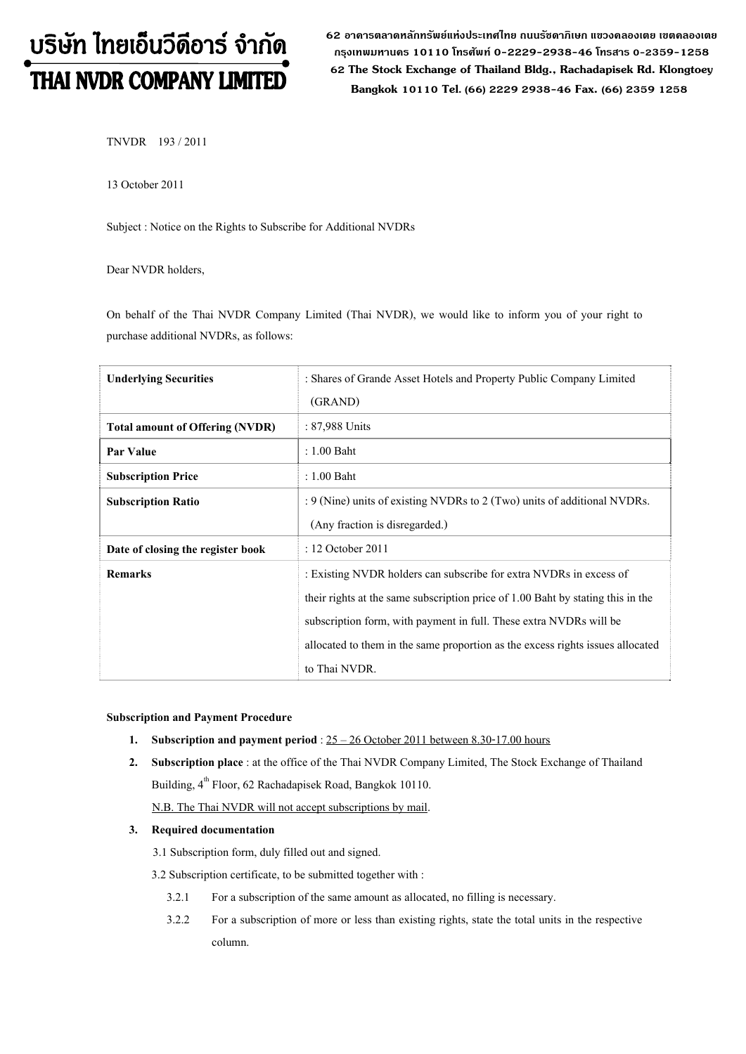# บริษัท ไทยเอ็นวีดีอาร์ จำกัด
# THAI NVDR COMPANY LIMITED

62 อาคารตลาดหลักทรัพย์แห่งประเทศไทย ถนนรัชดาภิเษก แขวงคลองเตย เขตคลองเตย กรุงเทพมหานคร 10110 โทรศัพท์ 0-2229-2938-46 โทรสาร 0-2359-1258
62 The Stock Exchange of Thailand Bldg., Rachadapisek Rd. Klongtoey Bangkok 10110 Tel. (66) 2229 2938-46 Fax. (66) 2359 1258

TNVDR 193 / 2011

13 October 2011

Subject : Notice on the Rights to Subscribe for Additional NVDRs

Dear NVDR holders,

On behalf of the Thai NVDR Company Limited (Thai NVDR), we would like to inform you of your right to purchase additional NVDRs, as follows:

| | |
|---|---|
| **Underlying Securities** | : Shares of Grande Asset Hotels and Property Public Company Limited (GRAND) |
| **Total amount of Offering (NVDR)** | : 87,988 Units |
| **Par Value** | : 1.00 Baht |
| **Subscription Price** | : 1.00 Baht |
| **Subscription Ratio** | : 9 (Nine) units of existing NVDRs to 2 (Two) units of additional NVDRs. (Any fraction is disregarded.) |
| **Date of closing the register book** | : 12 October 2011 |
| **Remarks** | : Existing NVDR holders can subscribe for extra NVDRs in excess of their rights at the same subscription price of 1.00 Baht by stating this in the subscription form, with payment in full. These extra NVDRs will be allocated to them in the same proportion as the excess rights issues allocated to Thai NVDR. |

**Subscription and Payment Procedure**

1. **Subscription and payment period** : 25 – 26 October 2011 between 8.30-17.00 hours
2. **Subscription place** : at the office of the Thai NVDR Company Limited, The Stock Exchange of Thailand Building, 4th Floor, 62 Rachadapisek Road, Bangkok 10110.
   N.B. The Thai NVDR will not accept subscriptions by mail.
3. **Required documentation**
   3.1 Subscription form, duly filled out and signed.
   3.2 Subscription certificate, to be submitted together with :
      3.2.1 For a subscription of the same amount as allocated, no filling is necessary.
      3.2.2 For a subscription of more or less than existing rights, state the total units in the respective column.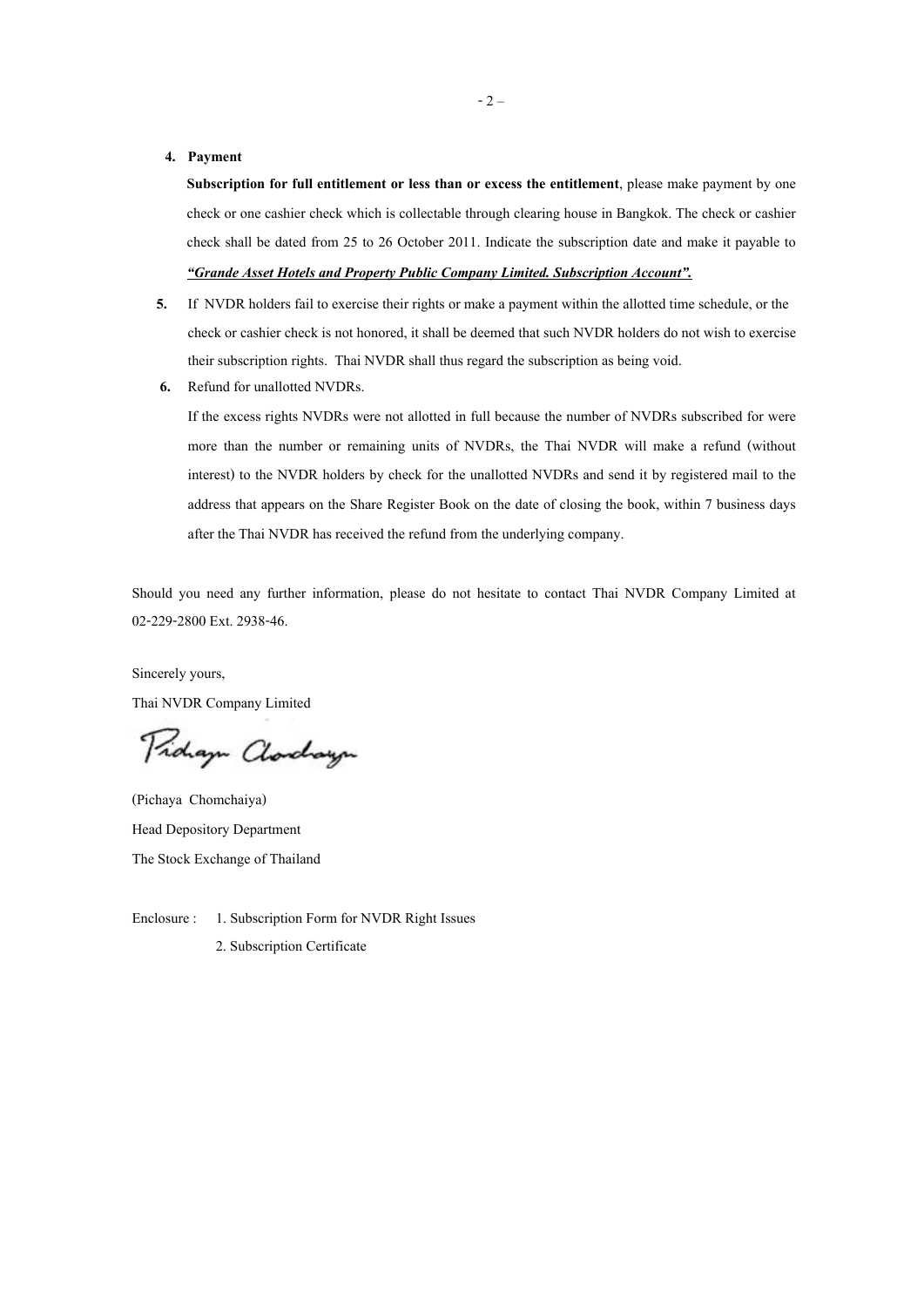4. **Payment**

   **Subscription for full entitlement or less than or excess the entitlement**, please make payment by one check or one cashier check which is collectable through clearing house in Bangkok. The check or cashier check shall be dated from 25 to 26 October 2011. Indicate the subscription date and make it payable to ***"Grande Asset Hotels and Property Public Company Limited. Subscription Account".***

5. If NVDR holders fail to exercise their rights or make a payment within the allotted time schedule, or the check or cashier check is not honored, it shall be deemed that such NVDR holders do not wish to exercise their subscription rights. Thai NVDR shall thus regard the subscription as being void.

6. Refund for unallotted NVDRs.

   If the excess rights NVDRs were not allotted in full because the number of NVDRs subscribed for were more than the number or remaining units of NVDRs, the Thai NVDR will make a refund (without interest) to the NVDR holders by check for the unallotted NVDRs and send it by registered mail to the address that appears on the Share Register Book on the date of closing the book, within 7 business days after the Thai NVDR has received the refund from the underlying company.

Should you need any further information, please do not hesitate to contact Thai NVDR Company Limited at 02-229-2800 Ext. 2938-46.

Sincerely yours,

Thai NVDR Company Limited

(Pichaya Chomchaiya)

Head Depository Department

The Stock Exchange of Thailand

Enclosure : 1. Subscription Form for NVDR Right Issues

2. Subscription Certificate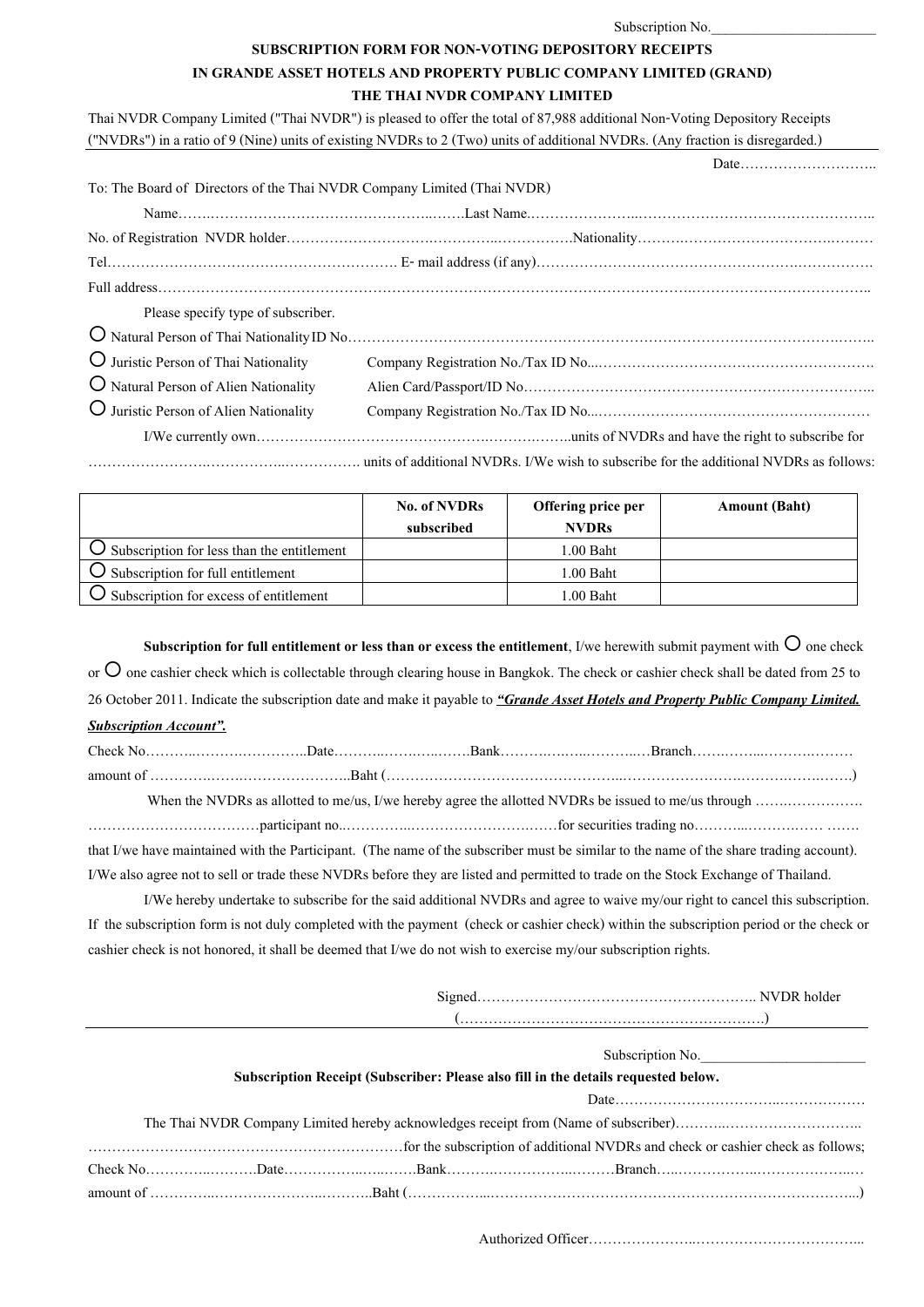Subscription No.______________________

**SUBSCRIPTION FORM FOR NON-VOTING DEPOSITORY RECEIPTS**

**IN GRANDE ASSET HOTELS AND PROPERTY PUBLIC COMPANY LIMITED (GRAND)**

**THE THAI NVDR COMPANY LIMITED**

Thai NVDR Company Limited ("Thai NVDR") is pleased to offer the total of 87,988 additional Non-Voting Depository Receipts ("NVDRs") in a ratio of 9 (Nine) units of existing NVDRs to 2 (Two) units of additional NVDRs. (Any fraction is disregarded.)

Date………………………..

To: The Board of Directors of the Thai NVDR Company Limited (Thai NVDR)

Name……………………………………………………….Last Name……………………………………………………………………..

No. of Registration NVDR holder…………………………………………………………….Nationality…………………………………………

Tel……………………………………………………. E- mail address (if any)…………………………………………………………………….

Full address……………………………………………………………………………………………………………………………………………..

Please specify type of subscriber.

○ Natural Person of Thai Nationality ID No……………………………………………………………………………………………………..

○ Juristic Person of Thai Nationality Company Registration No./Tax ID No...……………………………………………………….

○ Natural Person of Alien Nationality Alien Card/Passport/ID No………………………………………………………………………..

○ Juristic Person of Alien Nationality Company Registration No./Tax ID No...…………………………………………………………

I/We currently own……………………………………………………………..units of NVDRs and have the right to subscribe for ………………………………………………………. units of additional NVDRs. I/We wish to subscribe for the additional NVDRs as follows:

| | No. of NVDRs subscribed | Offering price per NVDRs | Amount (Baht) |
|---|---|---|---|
| ○ Subscription for less than the entitlement | | 1.00 Baht | |
| ○ Subscription for full entitlement | | 1.00 Baht | |
| ○ Subscription for excess of entitlement | | 1.00 Baht | |

**Subscription for full entitlement or less than or excess the entitlement**, I/we herewith submit payment with ○ one check or ○ one cashier check which is collectable through clearing house in Bangkok. The check or cashier check shall be dated from 25 to 26 October 2011. Indicate the subscription date and make it payable to ***<u>"Grande Asset Hotels and Property Public Company Limited. Subscription Account".</u>***

Check No……………………………..Date…………………………Bank……………………………Branch……………………………… amount of …………………………………………..Baht (………………………………………………………………………………………………….)

When the NVDRs as allotted to me/us, I/we hereby agree the allotted NVDRs be issued to me/us through ……………………. ………………………………participant no..……………………………………for securities trading no………………………… ……. that I/we have maintained with the Participant. (The name of the subscriber must be similar to the name of the share trading account). I/We also agree not to sell or trade these NVDRs before they are listed and permitted to trade on the Stock Exchange of Thailand.

I/We hereby undertake to subscribe for the said additional NVDRs and agree to waive my/our right to cancel this subscription. If the subscription form is not duly completed with the payment (check or cashier check) within the subscription period or the check or cashier check is not honored, it shall be deemed that I/we do not wish to exercise my/our subscription rights.

Signed…………………………………………………….. NVDR holder

(……………………………………………………….)

---

Subscription No.______________________

**Subscription Receipt (Subscriber: Please also fill in the details requested below.**

Date………………………………………………

The Thai NVDR Company Limited hereby acknowledges receipt from (Name of subscriber)…………………………………….. ……………………………………………………………for the subscription of additional NVDRs and check or cashier check as follows;

Check No…………………….Date…………………………Bank………………………………Branch………………………………………… amount of ……………………………………………..Baht (……………………………………………………………………………………...)

Authorized Officer……………………………………………………...